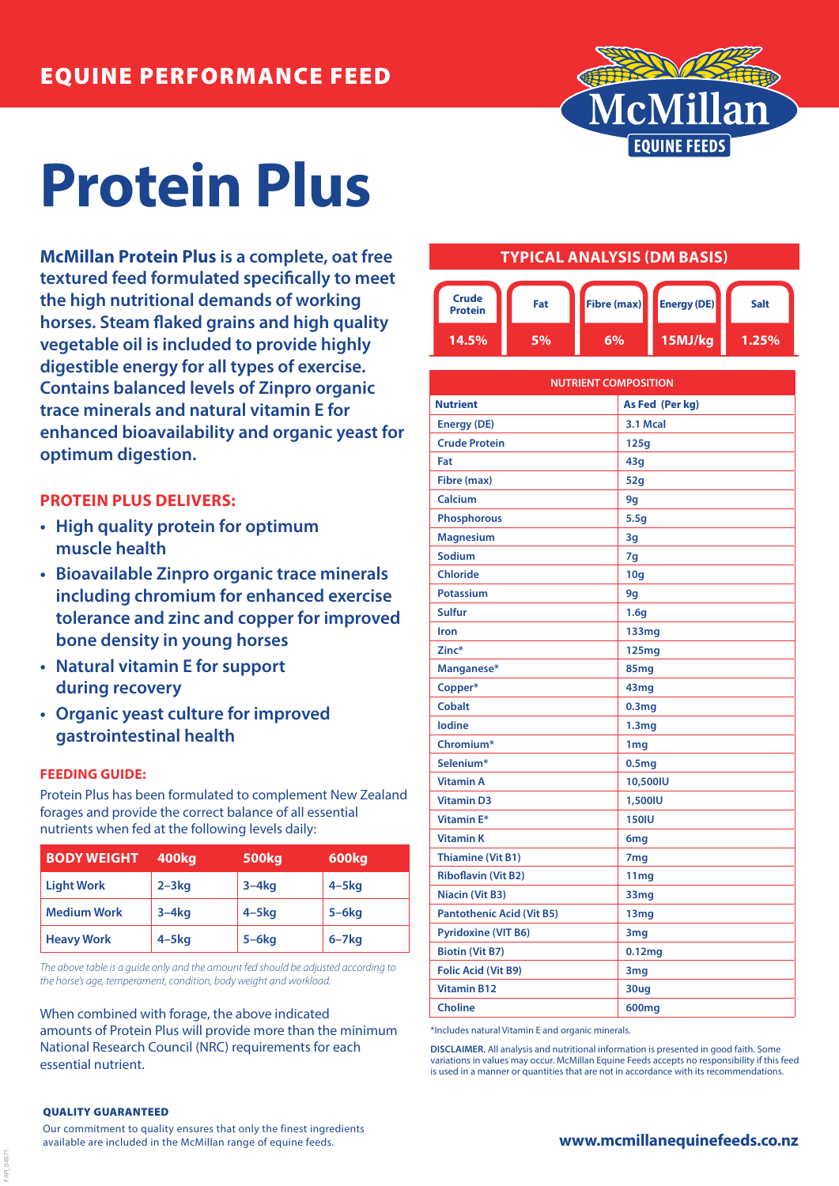EQUINE PERFORMANCE FEED

McMillan EQUINE FEEDS

# Protein Plus

**McMillan Protein Plus** is a complete, oat free textured feed formulated specifically to meet the high nutritional demands of working horses. Steam flaked grains and high quality vegetable oil is included to provide highly digestible energy for all types of exercise. Contains balanced levels of Zinpro organic trace minerals and natural vitamin E for enhanced bioavailability and organic yeast for optimum digestion.

## PROTEIN PLUS DELIVERS:

- High quality protein for optimum muscle health
- Bioavailable Zinpro organic trace minerals including chromium for enhanced exercise tolerance and zinc and copper for improved bone density in young horses
- Natural vitamin E for support during recovery
- Organic yeast culture for improved gastrointestinal health

## FEEDING GUIDE:

Protein Plus has been formulated to complement New Zealand forages and provide the correct balance of all essential nutrients when fed at the following levels daily:

| BODY WEIGHT | 400kg | 500kg | 600kg |
|---|---|---|---|
| Light Work | 2–3kg | 3–4kg | 4–5kg |
| Medium Work | 3–4kg | 4–5kg | 5–6kg |
| Heavy Work | 4–5kg | 5–6kg | 6–7kg |

*The above table is a guide only and the amount fed should be adjusted according to the horse's age, temperament, condition, body weight and workload.*

When combined with forage, the above indicated amounts of Protein Plus will provide more than the minimum National Research Council (NRC) requirements for each essential nutrient.

## TYPICAL ANALYSIS (DM BASIS)

| Crude Protein | Fat | Fibre (max) | Energy (DE) | Salt |
|---|---|---|---|---|
| 14.5% | 5% | 6% | 15MJ/kg | 1.25% |

**NUTRIENT COMPOSITION**

| Nutrient | As Fed (Per kg) |
|---|---|
| Energy (DE) | 3.1 Mcal |
| Crude Protein | 125g |
| Fat | 43g |
| Fibre (max) | 52g |
| Calcium | 9g |
| Phosphorous | 5.5g |
| Magnesium | 3g |
| Sodium | 7g |
| Chloride | 10g |
| Potassium | 9g |
| Sulfur | 1.6g |
| Iron | 133mg |
| Zinc* | 125mg |
| Manganese* | 85mg |
| Copper* | 43mg |
| Cobalt | 0.3mg |
| Iodine | 1.3mg |
| Chromium* | 1mg |
| Selenium* | 0.5mg |
| Vitamin A | 10,500IU |
| Vitamin D3 | 1,500IU |
| Vitamin E* | 150IU |
| Vitamin K | 6mg |
| Thiamine (Vit B1) | 7mg |
| Riboflavin (Vit B2) | 11mg |
| Niacin (Vit B3) | 33mg |
| Pantothenic Acid (Vit B5) | 13mg |
| Pyridoxine (VIT B6) | 3mg |
| Biotin (Vit B7) | 0.12mg |
| Folic Acid (Vit B9) | 3mg |
| Vitamin B12 | 30ug |
| Choline | 600mg |

*Includes natural Vitamin E and organic minerals.

**DISCLAIMER.** All analysis and nutritional information is presented in good faith. Some variations in values may occur. McMillan Equine Feeds accepts no responsibility if this feed is used in a manner or quantities that are not in accordance with its recommendations.

### QUALITY GUARANTEED

Our commitment to quality ensures that only the finest ingredients available are included in the McMillan range of equine feeds.

www.mcmillanequinefeeds.co.nz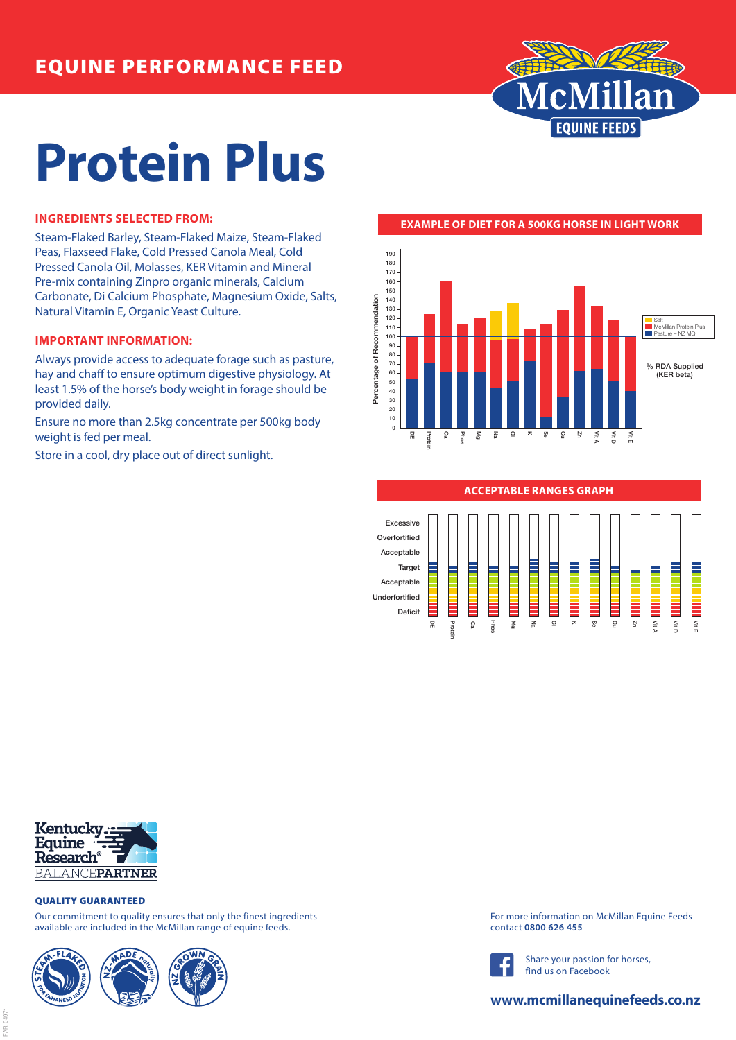## EQUINE PERFORMANCE FEED

McMillan EQUINE FEEDS

# Protein Plus

### INGREDIENTS SELECTED FROM:

Steam-Flaked Barley, Steam-Flaked Maize, Steam-Flaked Peas, Flaxseed Flake, Cold Pressed Canola Meal, Cold Pressed Canola Oil, Molasses, KER Vitamin and Mineral Pre-mix containing Zinpro organic minerals, Calcium Carbonate, Di Calcium Phosphate, Magnesium Oxide, Salts, Natural Vitamin E, Organic Yeast Culture.

### IMPORTANT INFORMATION:

Always provide access to adequate forage such as pasture, hay and chaff to ensure optimum digestive physiology. At least 1.5% of the horse's body weight in forage should be provided daily.

Ensure no more than 2.5kg concentrate per 500kg body weight is fed per meal.

Store in a cool, dry place out of direct sunlight.

### EXAMPLE OF DIET FOR A 500KG HORSE IN LIGHT WORK

Percentage of Recommendation

0, 10, 20, 30, 40, 50, 60, 70, 80, 90, 100, 110, 120, 130, 140, 150, 160, 170, 180, 190

DE, Protein, Ca, Phos, Mg, Na, Cl, K, Se, Cu, Zn, Vit A, Vit D, Vit E

Salt
McMillan Protein Plus
Pasture – NZ MQ

% RDA Supplied (KER beta)

### ACCEPTABLE RANGES GRAPH

Excessive
Overfortified
Acceptable
Target
Acceptable
Underfortified
Deficit

DE, Protein, Ca, Phos, Mg, Na, Cl, K, Se, Cu, Zn, Vit A, Vit D, Vit E

Kentucky Equine Research® BALANCEPARTNER

### QUALITY GUARANTEED

Our commitment to quality ensures that only the finest ingredients available are included in the McMillan range of equine feeds.

STEAM-FLAKED FOR ENHANCED NUTRITION | NZ-MADE naturally | NZ GROWN GRAIN

For more information on McMillan Equine Feeds contact **0800 626 455**

Share your passion for horses, find us on Facebook

**www.mcmillanequinefeeds.co.nz**